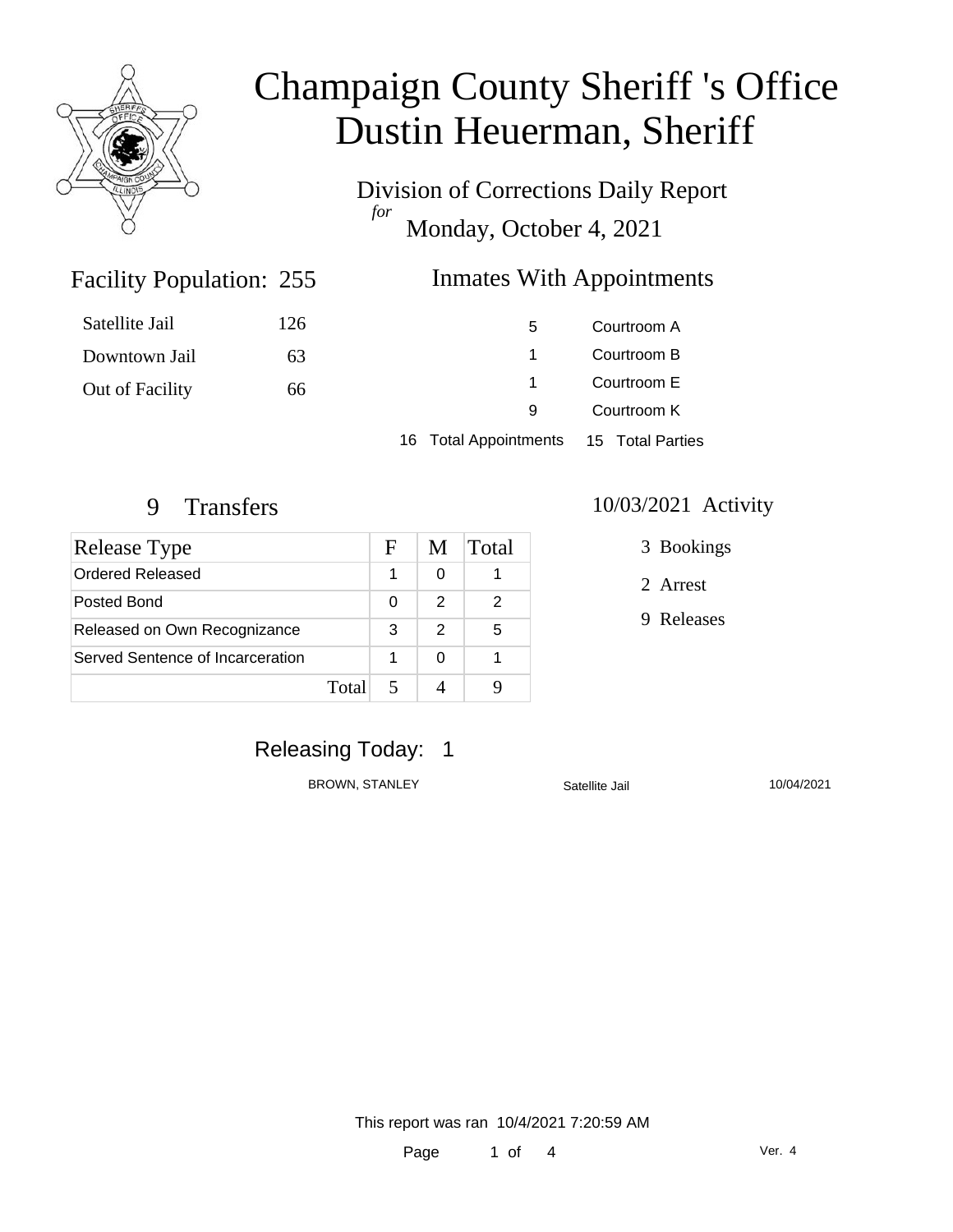# Champaign County Sheriff 's Office
# Dustin Heuerman, Sheriff

Division of Corrections Daily Report
*for*
Monday, October 4, 2021

## Facility Population: 255

| | |
|---|---|
| Satellite Jail | 126 |
| Downtown Jail | 63 |
| Out of Facility | 66 |

## Inmates With Appointments

| | |
|---|---|
| 5 | Courtroom A |
| 1 | Courtroom B |
| 1 | Courtroom E |
| 9 | Courtroom K |

16 Total Appointments 15 Total Parties

## 9 Transfers

| Release Type | F | M | Total |
|---|---|---|---|
| Ordered Released | 1 | 0 | 1 |
| Posted Bond | 0 | 2 | 2 |
| Released on Own Recognizance | 3 | 2 | 5 |
| Served Sentence of Incarceration | 1 | 0 | 1 |
| Total | 5 | 4 | 9 |

## 10/03/2021 Activity

- 3 Bookings
- 2 Arrest
- 9 Releases

## Releasing Today: 1

| | | |
|---|---|---|
| BROWN, STANLEY | Satellite Jail | 10/04/2021 |

This report was ran 10/4/2021 7:20:59 AM

Ver. 4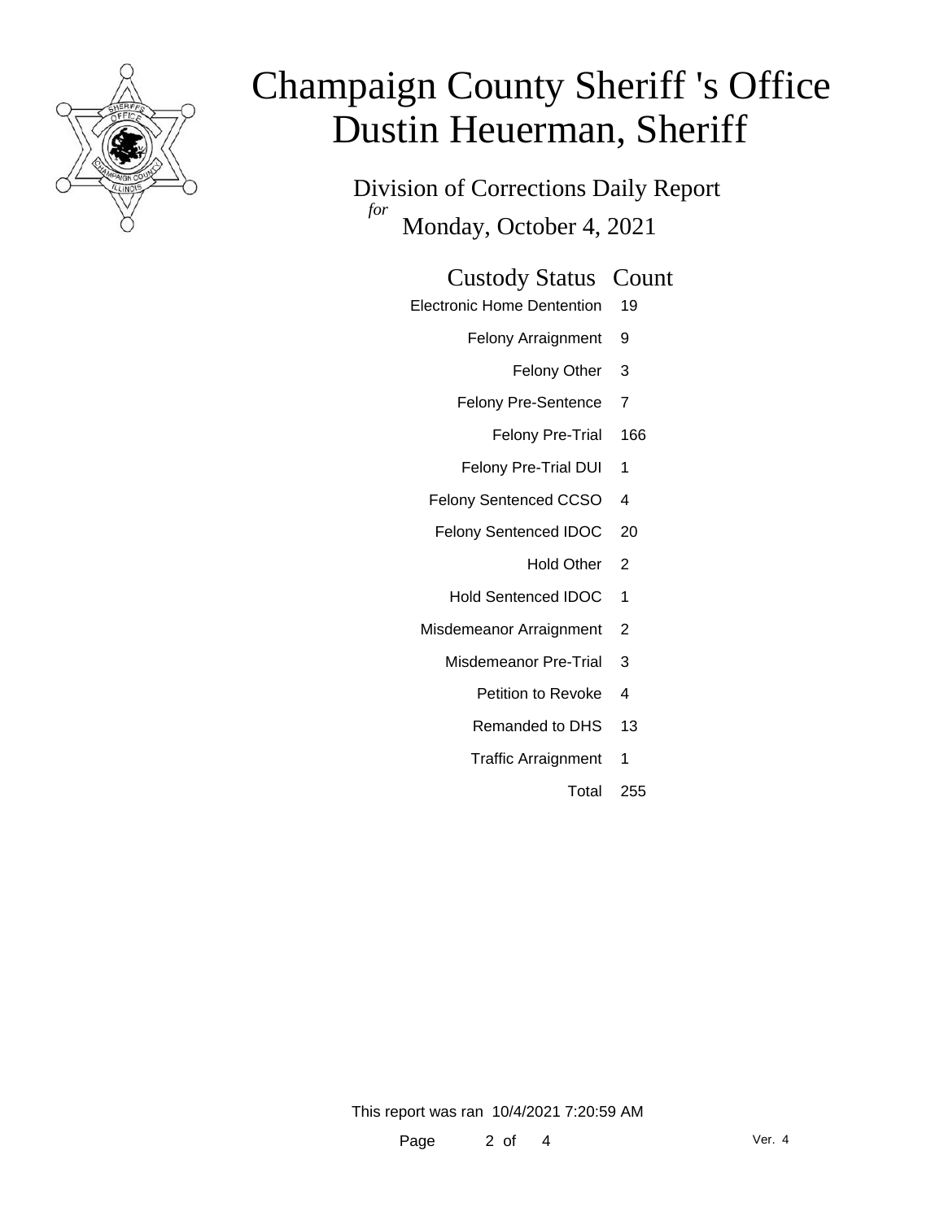# Champaign County Sheriff 's Office
# Dustin Heuerman, Sheriff

## Division of Corrections Daily Report

*for*

Monday, October 4, 2021

| Custody Status | Count |
|---|---|
| Electronic Home Dentention | 19 |
| Felony Arraignment | 9 |
| Felony Other | 3 |
| Felony Pre-Sentence | 7 |
| Felony Pre-Trial | 166 |
| Felony Pre-Trial DUI | 1 |
| Felony Sentenced CCSO | 4 |
| Felony Sentenced IDOC | 20 |
| Hold Other | 2 |
| Hold Sentenced IDOC | 1 |
| Misdemeanor Arraignment | 2 |
| Misdemeanor Pre-Trial | 3 |
| Petition to Revoke | 4 |
| Remanded to DHS | 13 |
| Traffic Arraignment | 1 |
| Total | 255 |

This report was ran 10/4/2021 7:20:59 AM

Ver. 4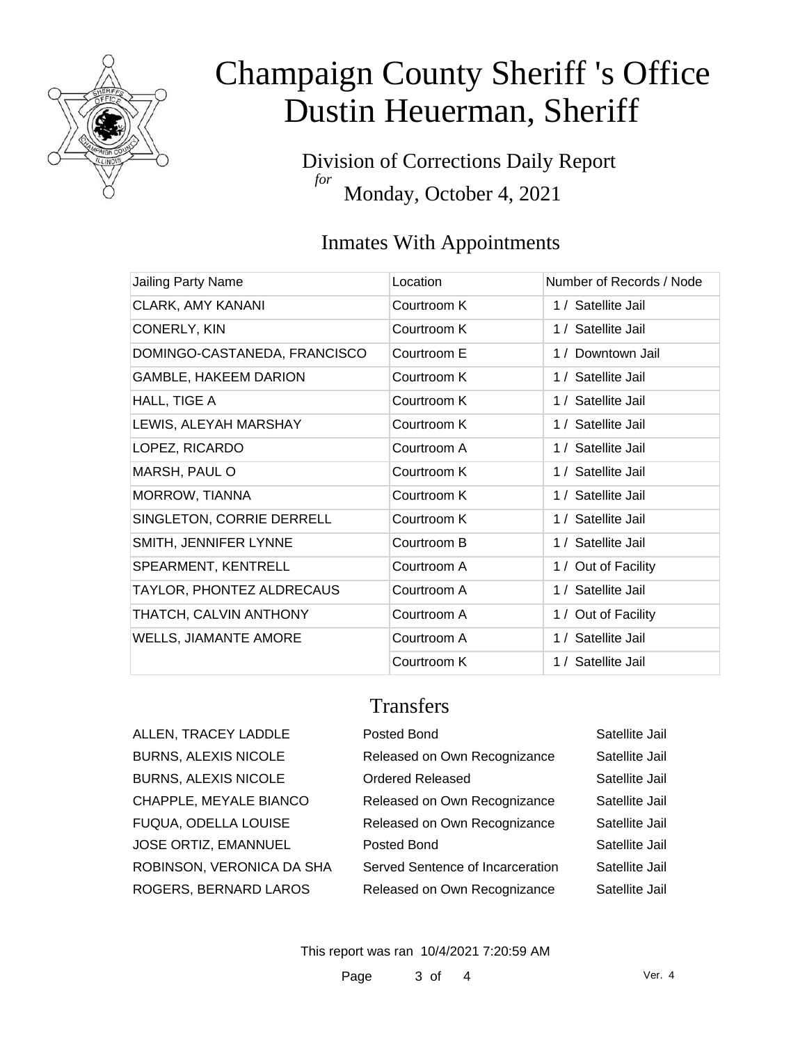# Champaign County Sheriff 's Office
# Dustin Heuerman, Sheriff

Division of Corrections Daily Report
*for*
Monday, October 4, 2021

## Inmates With Appointments

| Jailing Party Name | Location | Number of Records / Node |
|---|---|---|
| CLARK, AMY KANANI | Courtroom K | 1 / Satellite Jail |
| CONERLY, KIN | Courtroom K | 1 / Satellite Jail |
| DOMINGO-CASTANEDA, FRANCISCO | Courtroom E | 1 / Downtown Jail |
| GAMBLE, HAKEEM DARION | Courtroom K | 1 / Satellite Jail |
| HALL, TIGE A | Courtroom K | 1 / Satellite Jail |
| LEWIS, ALEYAH MARSHAY | Courtroom K | 1 / Satellite Jail |
| LOPEZ, RICARDO | Courtroom A | 1 / Satellite Jail |
| MARSH, PAUL O | Courtroom K | 1 / Satellite Jail |
| MORROW, TIANNA | Courtroom K | 1 / Satellite Jail |
| SINGLETON, CORRIE DERRELL | Courtroom K | 1 / Satellite Jail |
| SMITH, JENNIFER LYNNE | Courtroom B | 1 / Satellite Jail |
| SPEARMENT, KENTRELL | Courtroom A | 1 / Out of Facility |
| TAYLOR, PHONTEZ ALDRECAUS | Courtroom A | 1 / Satellite Jail |
| THATCH, CALVIN ANTHONY | Courtroom A | 1 / Out of Facility |
| WELLS, JIAMANTE AMORE | Courtroom A | 1 / Satellite Jail |
| | Courtroom K | 1 / Satellite Jail |

## Transfers

| | | |
|---|---|---|
| ALLEN, TRACEY LADDLE | Posted Bond | Satellite Jail |
| BURNS, ALEXIS NICOLE | Released on Own Recognizance | Satellite Jail |
| BURNS, ALEXIS NICOLE | Ordered Released | Satellite Jail |
| CHAPPLE, MEYALE BIANCO | Released on Own Recognizance | Satellite Jail |
| FUQUA, ODELLA LOUISE | Released on Own Recognizance | Satellite Jail |
| JOSE ORTIZ, EMANNUEL | Posted Bond | Satellite Jail |
| ROBINSON, VERONICA DA SHA | Served Sentence of Incarceration | Satellite Jail |
| ROGERS, BERNARD LAROS | Released on Own Recognizance | Satellite Jail |

This report was ran 10/4/2021 7:20:59 AM

Ver. 4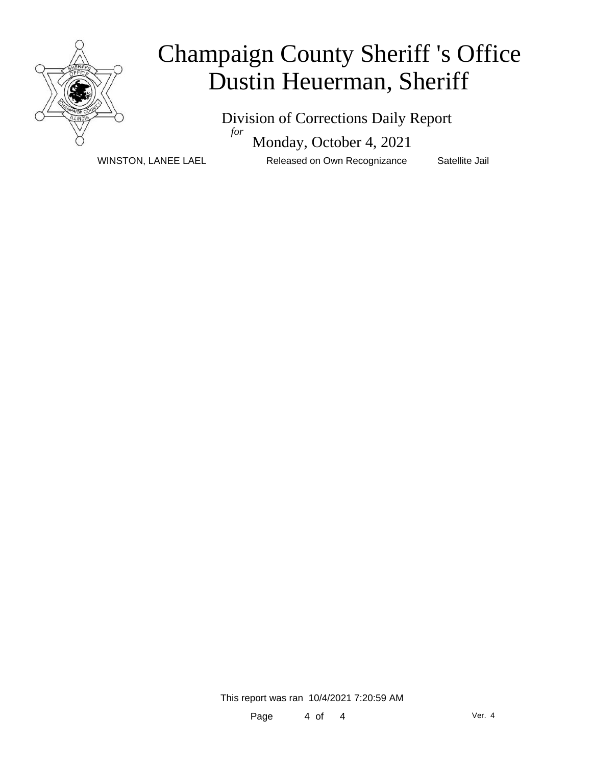# Champaign County Sheriff 's Office
# Dustin Heuerman, Sheriff

Division of Corrections Daily Report

*for*

Monday, October 4, 2021

| | | |
|---|---|---|
| WINSTON, LANEE LAEL | Released on Own Recognizance | Satellite Jail |

This report was ran 10/4/2021 7:20:59 AM

Ver. 4